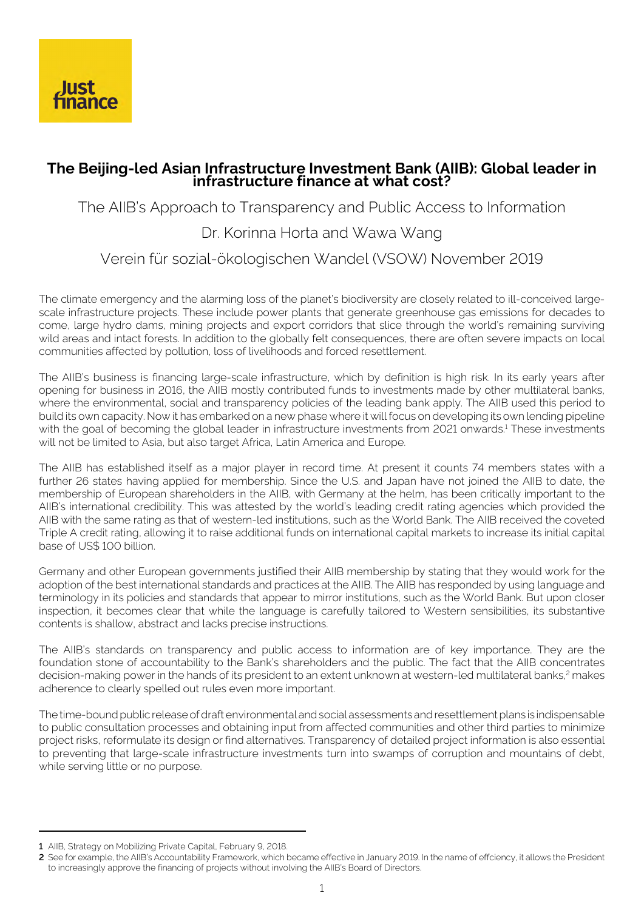Just finance

# The Beijing-led Asian Infrastructure Investment Bank (AIIB): Global leader in infrastructure finance at what cost?

## The AIIB's Approach to Transparency and Public Access to Information

Dr. Korinna Horta and Wawa Wang

Verein für sozial-ökologischen Wandel (VSOW) November 2019

The climate emergency and the alarming loss of the planet's biodiversity are closely related to ill-conceived large-scale infrastructure projects. These include power plants that generate greenhouse gas emissions for decades to come, large hydro dams, mining projects and export corridors that slice through the world's remaining surviving wild areas and intact forests. In addition to the globally felt consequences, there are often severe impacts on local communities affected by pollution, loss of livelihoods and forced resettlement.

The AIIB's business is financing large-scale infrastructure, which by definition is high risk. In its early years after opening for business in 2016, the AIIB mostly contributed funds to investments made by other multilateral banks, where the environmental, social and transparency policies of the leading bank apply. The AIIB used this period to build its own capacity. Now it has embarked on a new phase where it will focus on developing its own lending pipeline with the goal of becoming the global leader in infrastructure investments from 2021 onwards.[1] These investments will not be limited to Asia, but also target Africa, Latin America and Europe.

The AIIB has established itself as a major player in record time. At present it counts 74 members states with a further 26 states having applied for membership. Since the U.S. and Japan have not joined the AIIB to date, the membership of European shareholders in the AIIB, with Germany at the helm, has been critically important to the AIIB's international credibility. This was attested by the world's leading credit rating agencies which provided the AIIB with the same rating as that of western-led institutions, such as the World Bank. The AIIB received the coveted Triple A credit rating, allowing it to raise additional funds on international capital markets to increase its initial capital base of US$ 100 billion.

Germany and other European governments justified their AIIB membership by stating that they would work for the adoption of the best international standards and practices at the AIIB. The AIIB has responded by using language and terminology in its policies and standards that appear to mirror institutions, such as the World Bank. But upon closer inspection, it becomes clear that while the language is carefully tailored to Western sensibilities, its substantive contents is shallow, abstract and lacks precise instructions.

The AIIB's standards on transparency and public access to information are of key importance. They are the foundation stone of accountability to the Bank's shareholders and the public. The fact that the AIIB concentrates decision-making power in the hands of its president to an extent unknown at western-led multilateral banks,[2] makes adherence to clearly spelled out rules even more important.

The time-bound public release of draft environmental and social assessments and resettlement plans is indispensable to public consultation processes and obtaining input from affected communities and other third parties to minimize project risks, reformulate its design or find alternatives. Transparency of detailed project information is also essential to preventing that large-scale infrastructure investments turn into swamps of corruption and mountains of debt, while serving little or no purpose.

---

[1] AIIB, Strategy on Mobilizing Private Capital, February 9, 2018.

[2] See for example, the AIIB's Accountability Framework, which became effective in January 2019. In the name of effciency, it allows the President to increasingly approve the financing of projects without involving the AIIB's Board of Directors.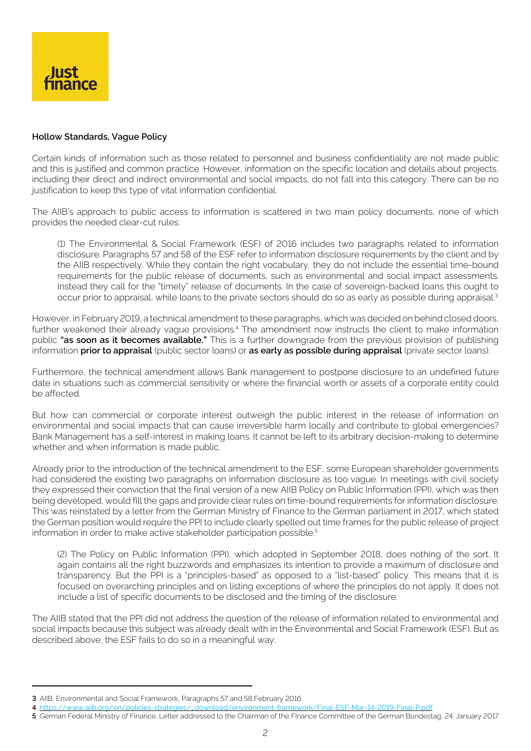**Hollow Standards, Vague Policy**

Certain kinds of information such as those related to personnel and business confidentiality are not made public and this is justified and common practice. However, information on the specific location and details about projects, including their direct and indirect environmental and social impacts, do not fall into this category. There can be no justification to keep this type of vital information confidential.

The AIIB's approach to public access to information is scattered in two main policy documents, none of which provides the needed clear-cut rules:

> (1) The Environmental & Social Framework (ESF) of 2016 includes two paragraphs related to information disclosure. Paragraphs 57 and 58 of the ESF refer to information disclosure requirements by the client and by the AIIB respectively. While they contain the right vocabulary, they do not include the essential time-bound requirements for the public release of documents, such as environmental and social impact assessments. Instead they call for the "timely" release of documents. In the case of sovereign-backed loans this ought to occur prior to appraisal, while loans to the private sectors should do so as early as possible during appraisal.[3]

However, in February 2019, a technical amendment to these paragraphs, which was decided on behind closed doors, further weakened their already vague provisions.[4] The amendment now instructs the client to make information public **"as soon as it becomes available."** This is a further downgrade from the previous provision of publishing information **prior to appraisal** (public sector loans) or **as early as possible during appraisal** (private sector loans).

Furthermore, the technical amendment allows Bank management to postpone disclosure to an undefined future date in situations such as commercial sensitivity or where the financial worth or assets of a corporate entity could be affected.

But how can commercial or corporate interest outweigh the public interest in the release of information on environmental and social impacts that can cause irreversible harm locally and contribute to global emergencies? Bank Management has a self-interest in making loans. It cannot be left to its arbitrary decision-making to determine whether and when information is made public.

Already prior to the introduction of the technical amendment to the ESF, some European shareholder governments had considered the existing two paragraphs on information disclosure as too vague. In meetings with civil society they expressed their conviction that the final version of a new AIIB Policy on Public Information (PPI), which was then being developed, would fill the gaps and provide clear rules on time-bound requirements for information disclosure. This was reinstated by a letter from the German Ministry of Finance to the German parliament in 2017, which stated the German position would require the PPI to include clearly spelled out time frames for the public release of project information in order to make active stakeholder participation possible.[5]

> (2) The Policy on Public Information (PPI), which adopted in September 2018, does nothing of the sort. It again contains all the right buzzwords and emphasizes its intention to provide a maximum of disclosure and transparency. But the PPI is a "principles-based" as opposed to a "list-based" policy. This means that it is focused on overarching principles and on listing exceptions of where the principles do not apply. It does not include a list of specific documents to be disclosed and the timing of the disclosure.

The AIIB stated that the PPI did not address the question of the release of information related to environmental and social impacts because this subject was already dealt with in the Environmental and Social Framework (ESF). But as described above, the ESF fails to do so in a meaningful way.

---

**3** AIIB, Environmental and Social Framework, Paragraphs 57 and 58,February 2016.

**4** https://www.aiib.org/en/policies-strategies/_download/environment-framework/Final-ESF-Mar-14-2019-Final-P.pdf

**5** German Federal Ministry of Finance, Letter addressed to the Chairman of the FInance Committee of the German Bundestag, 24. January 2017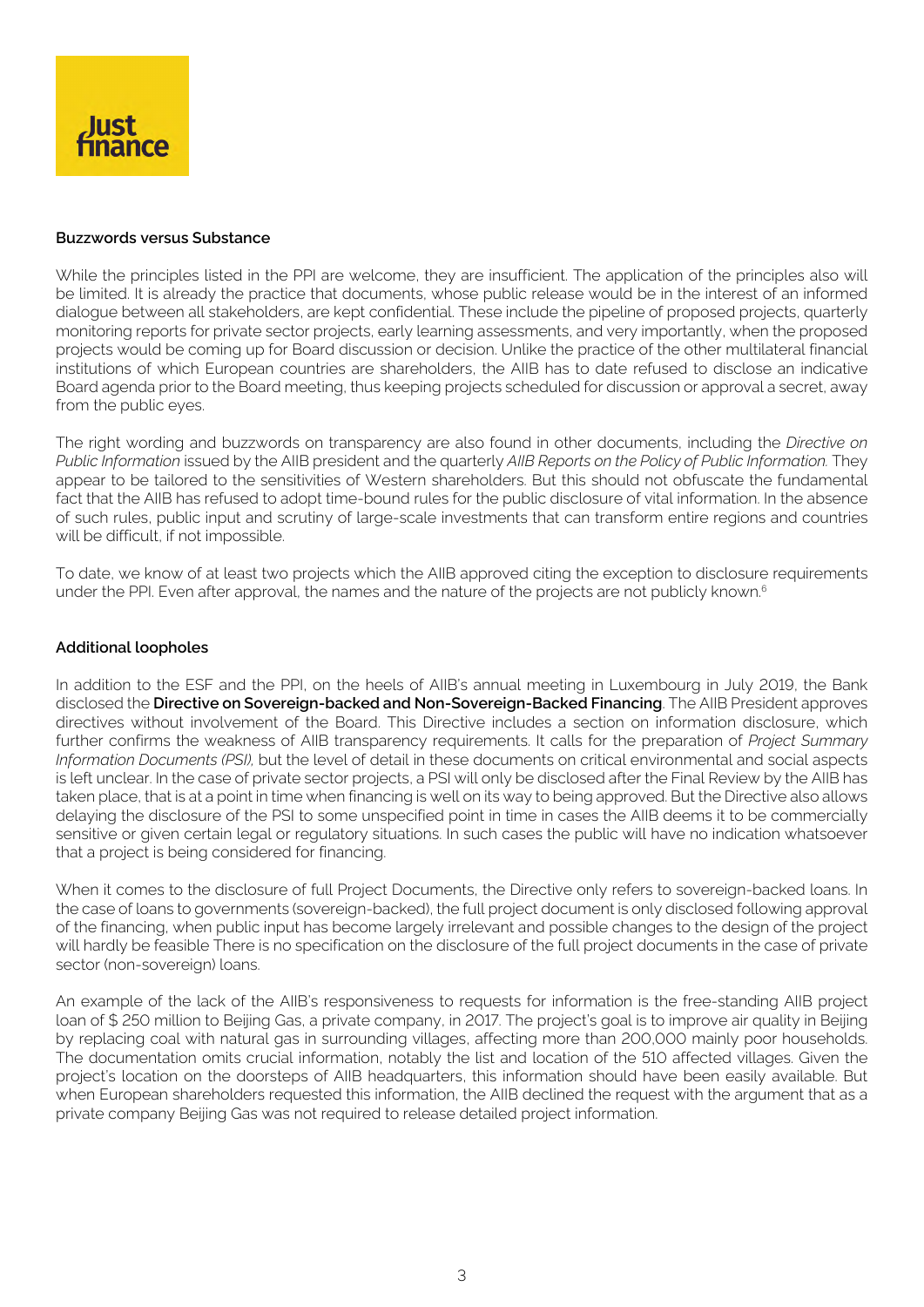### Buzzwords versus Substance

While the principles listed in the PPI are welcome, they are insufficient. The application of the principles also will be limited. It is already the practice that documents, whose public release would be in the interest of an informed dialogue between all stakeholders, are kept confidential. These include the pipeline of proposed projects, quarterly monitoring reports for private sector projects, early learning assessments, and very importantly, when the proposed projects would be coming up for Board discussion or decision. Unlike the practice of the other multilateral financial institutions of which European countries are shareholders, the AIIB has to date refused to disclose an indicative Board agenda prior to the Board meeting, thus keeping projects scheduled for discussion or approval a secret, away from the public eyes.

The right wording and buzzwords on transparency are also found in other documents, including the *Directive on Public Information* issued by the AIIB president and the quarterly *AIIB Reports on the Policy of Public Information.* They appear to be tailored to the sensitivities of Western shareholders. But this should not obfuscate the fundamental fact that the AIIB has refused to adopt time-bound rules for the public disclosure of vital information. In the absence of such rules, public input and scrutiny of large-scale investments that can transform entire regions and countries will be difficult, if not impossible.

To date, we know of at least two projects which the AIIB approved citing the exception to disclosure requirements under the PPI. Even after approval, the names and the nature of the projects are not publicly known.[6]

### Additional loopholes

In addition to the ESF and the PPI, on the heels of AIIB's annual meeting in Luxembourg in July 2019, the Bank disclosed the **Directive on Sovereign-backed and Non-Sovereign-Backed Financing**. The AIIB President approves directives without involvement of the Board. This Directive includes a section on information disclosure, which further confirms the weakness of AIIB transparency requirements. It calls for the preparation of *Project Summary Information Documents (PSI),* but the level of detail in these documents on critical environmental and social aspects is left unclear. In the case of private sector projects, a PSI will only be disclosed after the Final Review by the AIIB has taken place, that is at a point in time when financing is well on its way to being approved. But the Directive also allows delaying the disclosure of the PSI to some unspecified point in time in cases the AIIB deems it to be commercially sensitive or given certain legal or regulatory situations. In such cases the public will have no indication whatsoever that a project is being considered for financing.

When it comes to the disclosure of full Project Documents, the Directive only refers to sovereign-backed loans. In the case of loans to governments (sovereign-backed), the full project document is only disclosed following approval of the financing, when public input has become largely irrelevant and possible changes to the design of the project will hardly be feasible There is no specification on the disclosure of the full project documents in the case of private sector (non-sovereign) loans.

An example of the lack of the AIIB's responsiveness to requests for information is the free-standing AIIB project loan of $ 250 million to Beijing Gas, a private company, in 2017. The project's goal is to improve air quality in Beijing by replacing coal with natural gas in surrounding villages, affecting more than 200,000 mainly poor households. The documentation omits crucial information, notably the list and location of the 510 affected villages. Given the project's location on the doorsteps of AIIB headquarters, this information should have been easily available. But when European shareholders requested this information, the AIIB declined the request with the argument that as a private company Beijing Gas was not required to release detailed project information.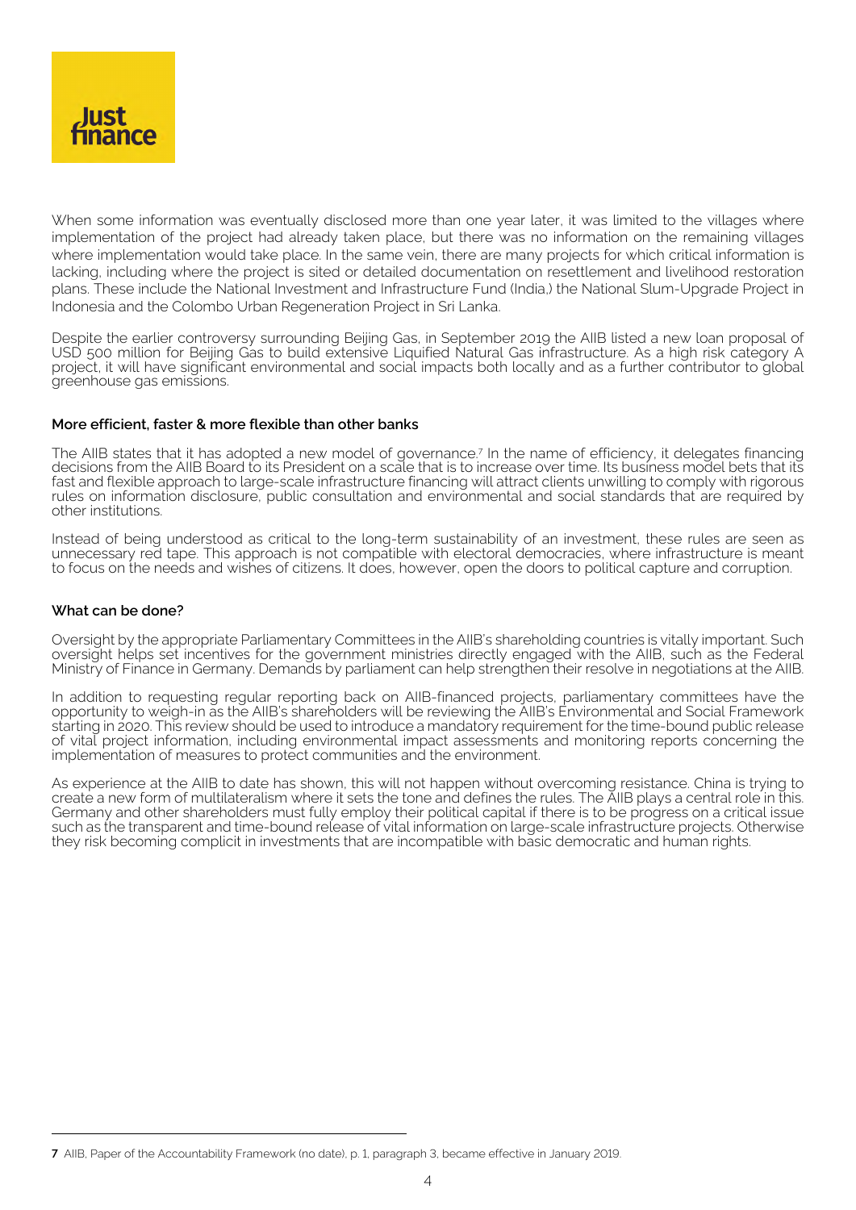When some information was eventually disclosed more than one year later, it was limited to the villages where implementation of the project had already taken place, but there was no information on the remaining villages where implementation would take place. In the same vein, there are many projects for which critical information is lacking, including where the project is sited or detailed documentation on resettlement and livelihood restoration plans. These include the National Investment and Infrastructure Fund (India,) the National Slum-Upgrade Project in Indonesia and the Colombo Urban Regeneration Project in Sri Lanka.

Despite the earlier controversy surrounding Beijing Gas, in September 2019 the AIIB listed a new loan proposal of USD 500 million for Beijing Gas to build extensive Liquified Natural Gas infrastructure. As a high risk category A project, it will have significant environmental and social impacts both locally and as a further contributor to global greenhouse gas emissions.

**More efficient, faster & more flexible than other banks**

The AIIB states that it has adopted a new model of governance.[7] In the name of efficiency, it delegates financing decisions from the AIIB Board to its President on a scale that is to increase over time. Its business model bets that its fast and flexible approach to large-scale infrastructure financing will attract clients unwilling to comply with rigorous rules on information disclosure, public consultation and environmental and social standards that are required by other institutions.

Instead of being understood as critical to the long-term sustainability of an investment, these rules are seen as unnecessary red tape. This approach is not compatible with electoral democracies, where infrastructure is meant to focus on the needs and wishes of citizens. It does, however, open the doors to political capture and corruption.

**What can be done?**

Oversight by the appropriate Parliamentary Committees in the AIIB's shareholding countries is vitally important. Such oversight helps set incentives for the government ministries directly engaged with the AIIB, such as the Federal Ministry of Finance in Germany. Demands by parliament can help strengthen their resolve in negotiations at the AIIB.

In addition to requesting regular reporting back on AIIB-financed projects, parliamentary committees have the opportunity to weigh-in as the AIIB's shareholders will be reviewing the AIIB's Environmental and Social Framework starting in 2020. This review should be used to introduce a mandatory requirement for the time-bound public release of vital project information, including environmental impact assessments and monitoring reports concerning the implementation of measures to protect communities and the environment.

As experience at the AIIB to date has shown, this will not happen without overcoming resistance. China is trying to create a new form of multilateralism where it sets the tone and defines the rules. The AIIB plays a central role in this. Germany and other shareholders must fully employ their political capital if there is to be progress on a critical issue such as the transparent and time-bound release of vital information on large-scale infrastructure projects. Otherwise they risk becoming complicit in investments that are incompatible with basic democratic and human rights.

---

**7** AIIB, Paper of the Accountability Framework (no date), p. 1, paragraph 3, became effective in January 2019.